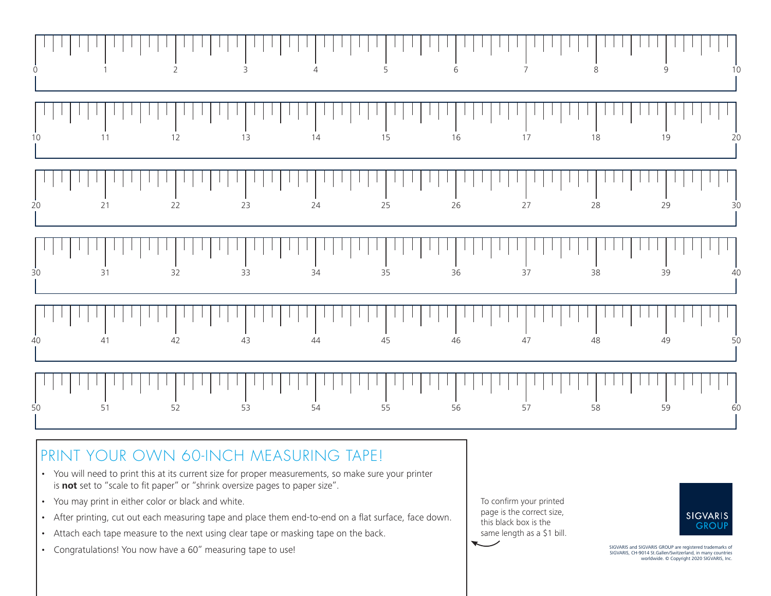0 1 2 3 4 5 6 7 8 9 10

10 11 12 13 14 15 16 17 18 19 20

20 21 22 23 24 25 26 27 28 29 30

30 31 32 33 34 35 36 37 38 39 40

40 41 42 43 44 45 46 47 48 49 50

50 51 52 53 54 55 56 57 58 59 60

# PRINT YOUR OWN 60-INCH MEASURING TAPE!

- You will need to print this at its current size for proper measurements, so make sure your printer is **not** set to "scale to fit paper" or "shrink oversize pages to paper size".
- You may print in either color or black and white.
- After printing, cut out each measuring tape and place them end-to-end on a flat surface, face down.
- Attach each tape measure to the next using clear tape or masking tape on the back.
- Congratulations! You now have a 60" measuring tape to use!

To confirm your printed page is the correct size, this black box is the same length as a $1 bill.

SIGVARIS GROUP

SIGVARIS and SIGVARIS GROUP are registered trademarks of SIGVARIS, CH-9014 St.Gallen/Switzerland, in many countries worldwide. © Copyright 2020 SIGVARIS, Inc.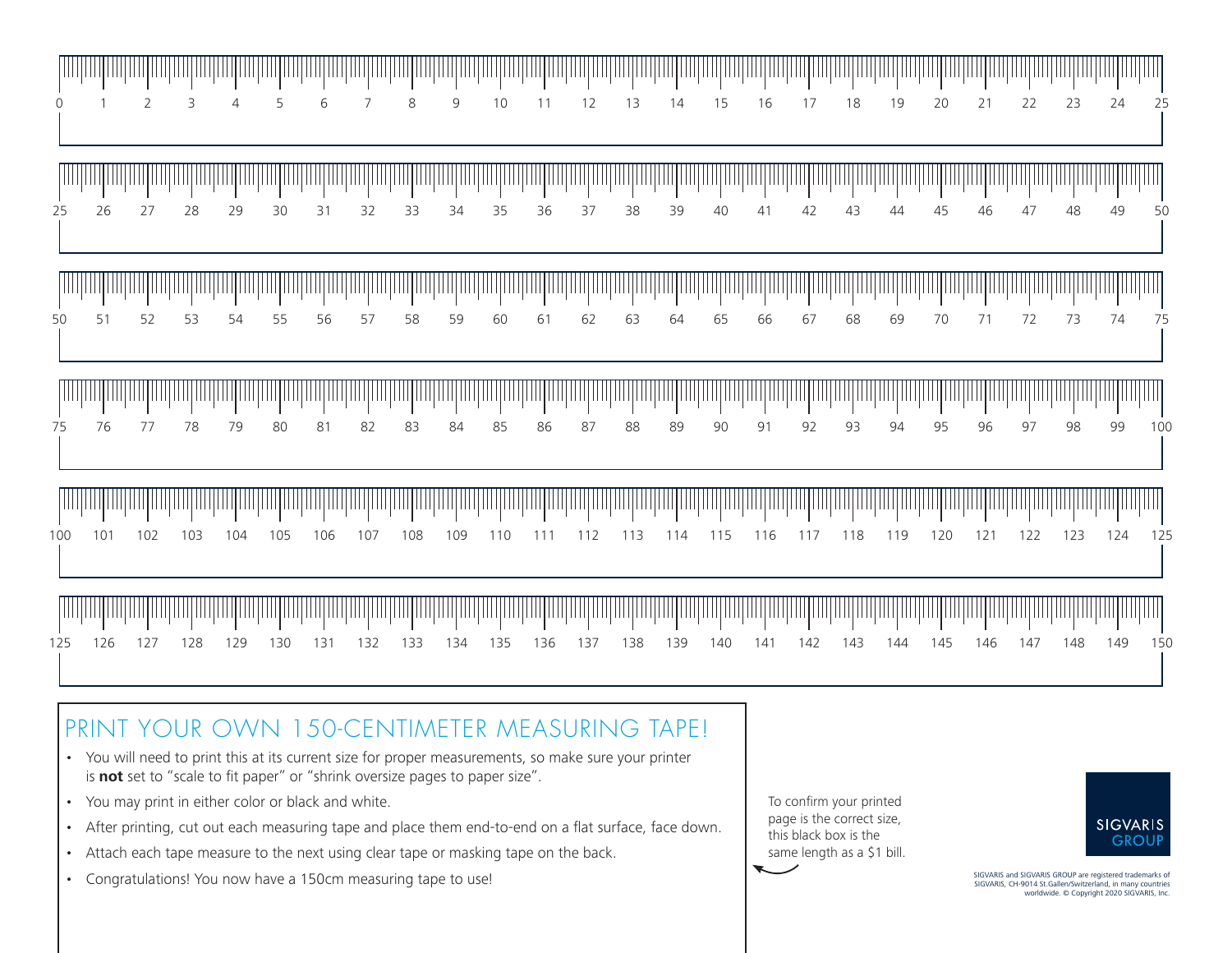0 1 2 3 4 5 6 7 8 9 10 11 12 13 14 15 16 17 18 19 20 21 22 23 24 25

25 26 27 28 29 30 31 32 33 34 35 36 37 38 39 40 41 42 43 44 45 46 47 48 49 50

50 51 52 53 54 55 56 57 58 59 60 61 62 63 64 65 66 67 68 69 70 71 72 73 74 75

75 76 77 78 79 80 81 82 83 84 85 86 87 88 89 90 91 92 93 94 95 96 97 98 99 100

100 101 102 103 104 105 106 107 108 109 110 111 112 113 114 115 116 117 118 119 120 121 122 123 124 125

125 126 127 128 129 130 131 132 133 134 135 136 137 138 139 140 141 142 143 144 145 146 147 148 149 150

# PRINT YOUR OWN 150-CENTIMETER MEASURING TAPE!

- You will need to print this at its current size for proper measurements, so make sure your printer is **not** set to "scale to fit paper" or "shrink oversize pages to paper size".
- You may print in either color or black and white.
- After printing, cut out each measuring tape and place them end-to-end on a flat surface, face down.
- Attach each tape measure to the next using clear tape or masking tape on the back.
- Congratulations! You now have a 150cm measuring tape to use!

To confirm your printed page is the correct size, this black box is the same length as a $1 bill.

SIGVARIS GROUP

SIGVARIS and SIGVARIS GROUP are registered trademarks of SIGVARIS, CH-9014 St.Gallen/Switzerland, in many countries worldwide. © Copyright 2020 SIGVARIS, Inc.